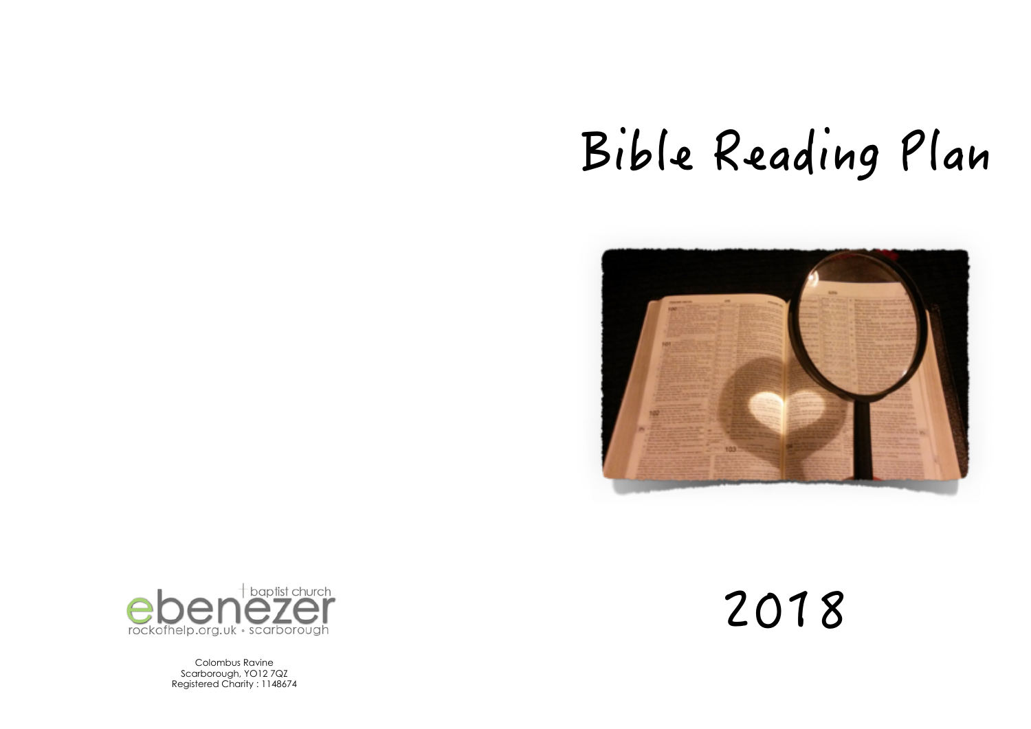# Bible Reading Plan

# 2018

ebenezer baptist church
rockofhelp.org.uk • scarborough

Colombus Ravine
Scarborough, YO12 7QZ
Registered Charity : 1148674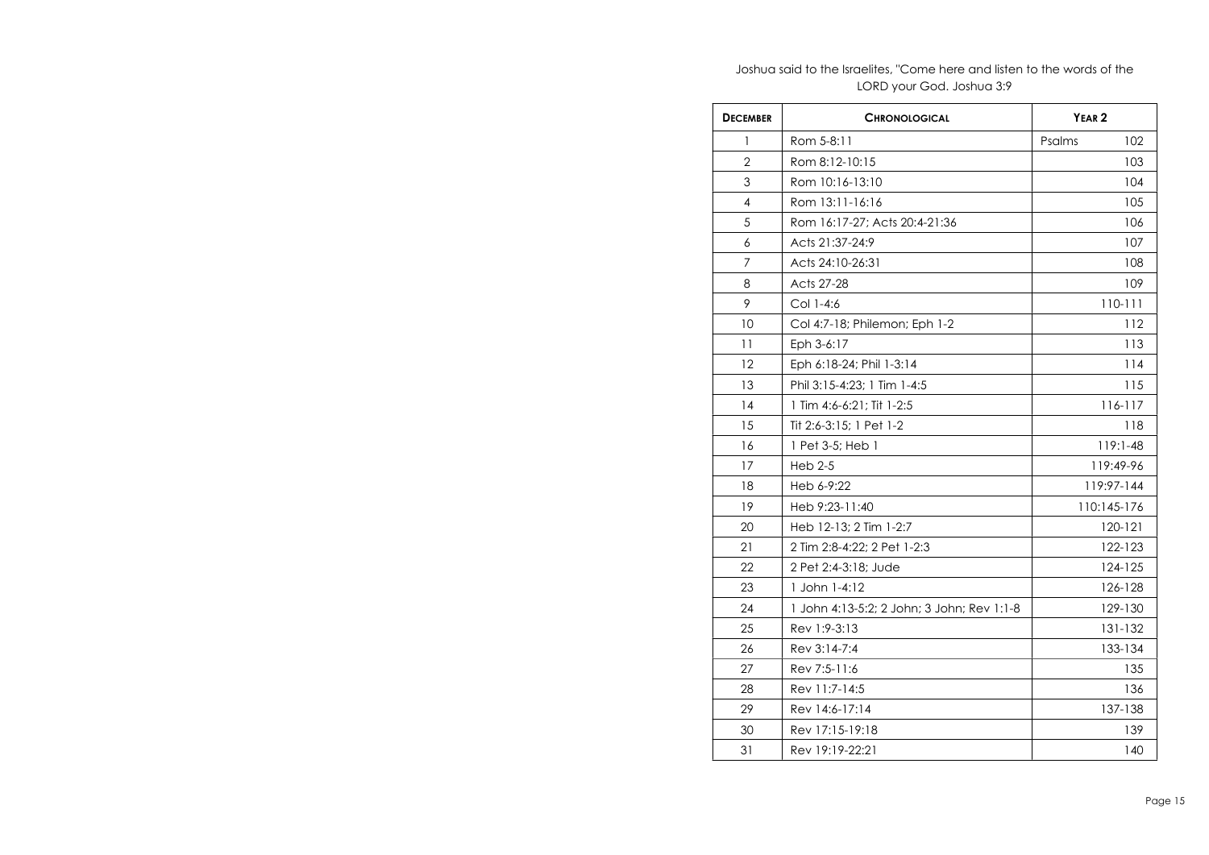Joshua said to the Israelites, "Come here and listen to the words of the LORD your God. Joshua 3:9

| **December** | **Chronological** | **Year 2** |
|---|---|---|
| 1 | Rom 5-8:11 | Psalms 102 |
| 2 | Rom 8:12-10:15 | 103 |
| 3 | Rom 10:16-13:10 | 104 |
| 4 | Rom 13:11-16:16 | 105 |
| 5 | Rom 16:17-27; Acts 20:4-21:36 | 106 |
| 6 | Acts 21:37-24:9 | 107 |
| 7 | Acts 24:10-26:31 | 108 |
| 8 | Acts 27-28 | 109 |
| 9 | Col 1-4:6 | 110-111 |
| 10 | Col 4:7-18; Philemon; Eph 1-2 | 112 |
| 11 | Eph 3-6:17 | 113 |
| 12 | Eph 6:18-24; Phil 1-3:14 | 114 |
| 13 | Phil 3:15-4:23; 1 Tim 1-4:5 | 115 |
| 14 | 1 Tim 4:6-6:21; Tit 1-2:5 | 116-117 |
| 15 | Tit 2:6-3:15; 1 Pet 1-2 | 118 |
| 16 | 1 Pet 3-5; Heb 1 | 119:1-48 |
| 17 | Heb 2-5 | 119:49-96 |
| 18 | Heb 6-9:22 | 119:97-144 |
| 19 | Heb 9:23-11:40 | 110:145-176 |
| 20 | Heb 12-13; 2 Tim 1-2:7 | 120-121 |
| 21 | 2 Tim 2:8-4:22; 2 Pet 1-2:3 | 122-123 |
| 22 | 2 Pet 2:4-3:18; Jude | 124-125 |
| 23 | 1 John 1-4:12 | 126-128 |
| 24 | 1 John 4:13-5:2; 2 John; 3 John; Rev 1:1-8 | 129-130 |
| 25 | Rev 1:9-3:13 | 131-132 |
| 26 | Rev 3:14-7:4 | 133-134 |
| 27 | Rev 7:5-11:6 | 135 |
| 28 | Rev 11:7-14:5 | 136 |
| 29 | Rev 14:6-17:14 | 137-138 |
| 30 | Rev 17:15-19:18 | 139 |
| 31 | Rev 19:19-22:21 | 140 |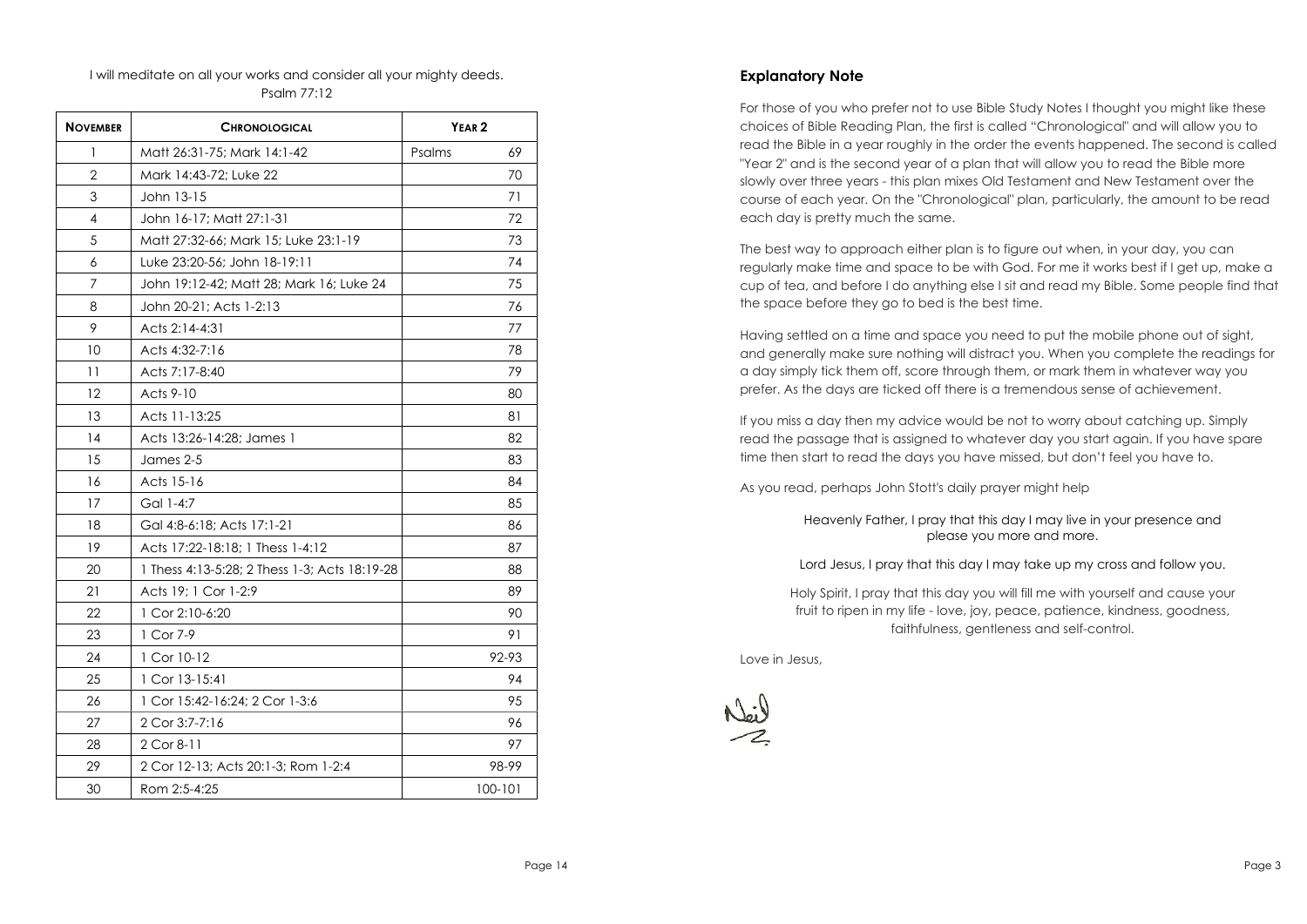I will meditate on all your works and consider all your mighty deeds.
Psalm 77:12

| November | Chronological | Year 2 |
|---|---|---|
| 1 | Matt 26:31-75; Mark 14:1-42 | Psalms 69 |
| 2 | Mark 14:43-72; Luke 22 | 70 |
| 3 | John 13-15 | 71 |
| 4 | John 16-17; Matt 27:1-31 | 72 |
| 5 | Matt 27:32-66; Mark 15; Luke 23:1-19 | 73 |
| 6 | Luke 23:20-56; John 18-19:11 | 74 |
| 7 | John 19:12-42; Matt 28; Mark 16; Luke 24 | 75 |
| 8 | John 20-21; Acts 1-2:13 | 76 |
| 9 | Acts 2:14-4:31 | 77 |
| 10 | Acts 4:32-7:16 | 78 |
| 11 | Acts 7:17-8:40 | 79 |
| 12 | Acts 9-10 | 80 |
| 13 | Acts 11-13:25 | 81 |
| 14 | Acts 13:26-14:28; James 1 | 82 |
| 15 | James 2-5 | 83 |
| 16 | Acts 15-16 | 84 |
| 17 | Gal 1-4:7 | 85 |
| 18 | Gal 4:8-6:18; Acts 17:1-21 | 86 |
| 19 | Acts 17:22-18:18; 1 Thess 1-4:12 | 87 |
| 20 | 1 Thess 4:13-5:28; 2 Thess 1-3; Acts 18:19-28 | 88 |
| 21 | Acts 19; 1 Cor 1-2:9 | 89 |
| 22 | 1 Cor 2:10-6:20 | 90 |
| 23 | 1 Cor 7-9 | 91 |
| 24 | 1 Cor 10-12 | 92-93 |
| 25 | 1 Cor 13-15:41 | 94 |
| 26 | 1 Cor 15:42-16:24; 2 Cor 1-3:6 | 95 |
| 27 | 2 Cor 3:7-7:16 | 96 |
| 28 | 2 Cor 8-11 | 97 |
| 29 | 2 Cor 12-13; Acts 20:1-3; Rom 1-2:4 | 98-99 |
| 30 | Rom 2:5-4:25 | 100-101 |

## Explanatory Note

For those of you who prefer not to use Bible Study Notes I thought you might like these choices of Bible Reading Plan, the first is called "Chronological" and will allow you to read the Bible in a year roughly in the order the events happened. The second is called "Year 2" and is the second year of a plan that will allow you to read the Bible more slowly over three years - this plan mixes Old Testament and New Testament over the course of each year. On the "Chronological" plan, particularly, the amount to be read each day is pretty much the same.

The best way to approach either plan is to figure out when, in your day, you can regularly make time and space to be with God. For me it works best if I get up, make a cup of tea, and before I do anything else I sit and read my Bible. Some people find that the space before they go to bed is the best time.

Having settled on a time and space you need to put the mobile phone out of sight, and generally make sure nothing will distract you. When you complete the readings for a day simply tick them off, score through them, or mark them in whatever way you prefer. As the days are ticked off there is a tremendous sense of achievement.

If you miss a day then my advice would be not to worry about catching up. Simply read the passage that is assigned to whatever day you start again. If you have spare time then start to read the days you have missed, but don't feel you have to.

As you read, perhaps John Stott's daily prayer might help

Heavenly Father, I pray that this day I may live in your presence and please you more and more.

Lord Jesus, I pray that this day I may take up my cross and follow you.

Holy Spirit, I pray that this day you will fill me with yourself and cause your fruit to ripen in my life - love, joy, peace, patience, kindness, goodness, faithfulness, gentleness and self-control.

Love in Jesus,

Neil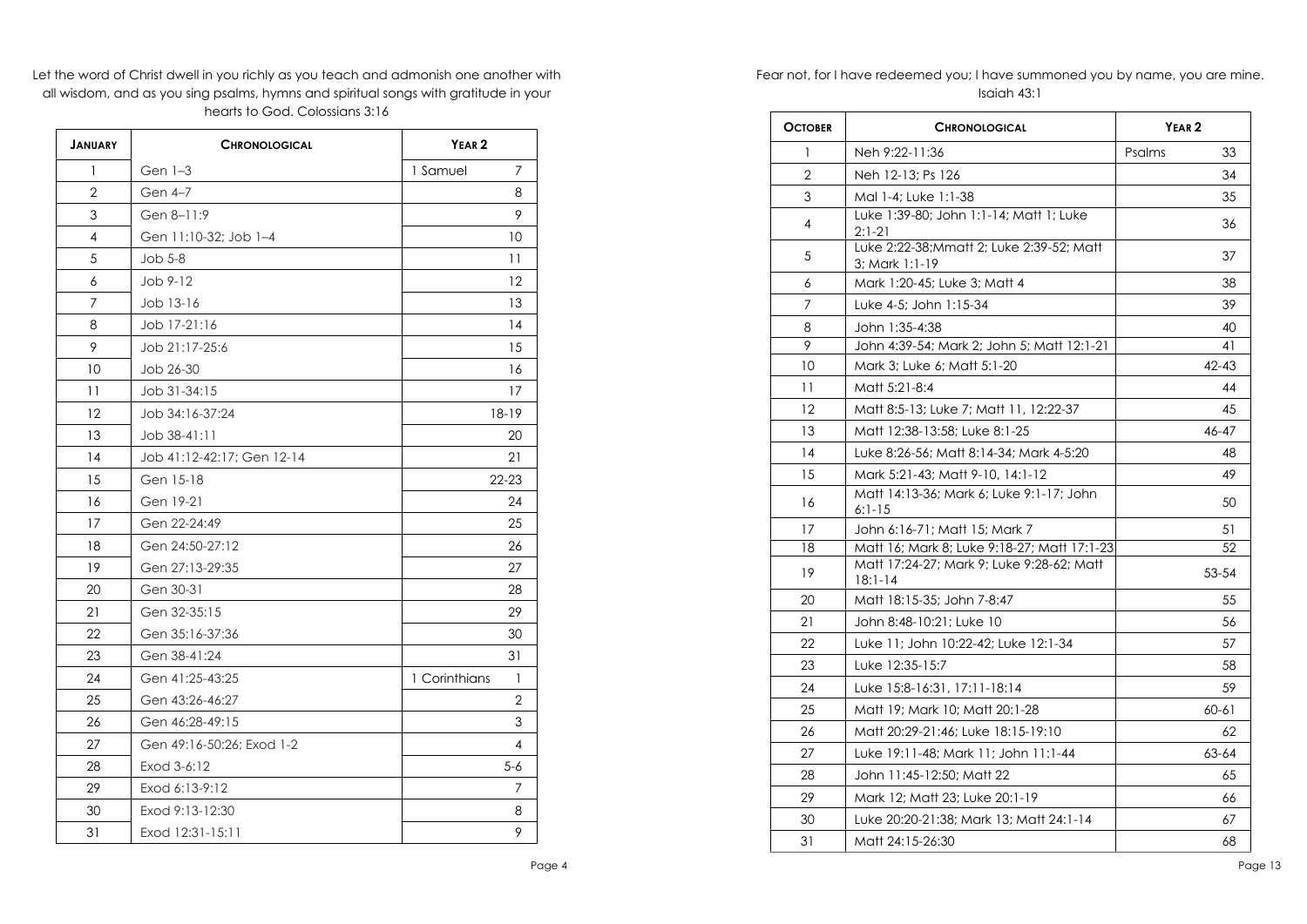Let the word of Christ dwell in you richly as you teach and admonish one another with all wisdom, and as you sing psalms, hymns and spiritual songs with gratitude in your hearts to God. Colossians 3:16

| JANUARY | CHRONOLOGICAL | YEAR 2 | |
|---|---|---|---|
| 1 | Gen 1–3 | 1 Samuel | 7 |
| 2 | Gen 4–7 | | 8 |
| 3 | Gen 8–11:9 | | 9 |
| 4 | Gen 11:10-32; Job 1–4 | | 10 |
| 5 | Job 5-8 | | 11 |
| 6 | Job 9-12 | | 12 |
| 7 | Job 13-16 | | 13 |
| 8 | Job 17-21:16 | | 14 |
| 9 | Job 21:17-25:6 | | 15 |
| 10 | Job 26-30 | | 16 |
| 11 | Job 31-34:15 | | 17 |
| 12 | Job 34:16-37:24 | | 18-19 |
| 13 | Job 38-41:11 | | 20 |
| 14 | Job 41:12-42:17; Gen 12-14 | | 21 |
| 15 | Gen 15-18 | | 22-23 |
| 16 | Gen 19-21 | | 24 |
| 17 | Gen 22-24:49 | | 25 |
| 18 | Gen 24:50-27:12 | | 26 |
| 19 | Gen 27:13-29:35 | | 27 |
| 20 | Gen 30-31 | | 28 |
| 21 | Gen 32-35:15 | | 29 |
| 22 | Gen 35:16-37:36 | | 30 |
| 23 | Gen 38-41:24 | | 31 |
| 24 | Gen 41:25-43:25 | 1 Corinthians | 1 |
| 25 | Gen 43:26-46:27 | | 2 |
| 26 | Gen 46:28-49:15 | | 3 |
| 27 | Gen 49:16-50:26; Exod 1-2 | | 4 |
| 28 | Exod 3-6:12 | | 5-6 |
| 29 | Exod 6:13-9:12 | | 7 |
| 30 | Exod 9:13-12:30 | | 8 |
| 31 | Exod 12:31-15:11 | | 9 |

Fear not, for I have redeemed you; I have summoned you by name, you are mine. Isaiah 43:1

| OCTOBER | CHRONOLOGICAL | YEAR 2 | |
|---|---|---|---|
| 1 | Neh 9:22-11:36 | Psalms | 33 |
| 2 | Neh 12-13; Ps 126 | | 34 |
| 3 | Mal 1-4; Luke 1:1-38 | | 35 |
| 4 | Luke 1:39-80; John 1:1-14; Matt 1; Luke 2:1-21 | | 36 |
| 5 | Luke 2:22-38;Mmatt 2; Luke 2:39-52; Matt 3; Mark 1:1-19 | | 37 |
| 6 | Mark 1:20-45; Luke 3; Matt 4 | | 38 |
| 7 | Luke 4-5; John 1:15-34 | | 39 |
| 8 | John 1:35-4:38 | | 40 |
| 9 | John 4:39-54; Mark 2; John 5; Matt 12:1-21 | | 41 |
| 10 | Mark 3; Luke 6; Matt 5:1-20 | | 42-43 |
| 11 | Matt 5:21-8:4 | | 44 |
| 12 | Matt 8:5-13; Luke 7; Matt 11, 12:22-37 | | 45 |
| 13 | Matt 12:38-13:58; Luke 8:1-25 | | 46-47 |
| 14 | Luke 8:26-56; Matt 8:14-34; Mark 4-5:20 | | 48 |
| 15 | Mark 5:21-43; Matt 9-10, 14:1-12 | | 49 |
| 16 | Matt 14:13-36; Mark 6; Luke 9:1-17; John 6:1-15 | | 50 |
| 17 | John 6:16-71; Matt 15; Mark 7 | | 51 |
| 18 | Matt 16; Mark 8; Luke 9:18-27; Matt 17:1-23 | | 52 |
| 19 | Matt 17:24-27; Mark 9; Luke 9:28-62; Matt 18:1-14 | | 53-54 |
| 20 | Matt 18:15-35; John 7-8:47 | | 55 |
| 21 | John 8:48-10:21; Luke 10 | | 56 |
| 22 | Luke 11; John 10:22-42; Luke 12:1-34 | | 57 |
| 23 | Luke 12:35-15:7 | | 58 |
| 24 | Luke 15:8-16:31, 17:11-18:14 | | 59 |
| 25 | Matt 19; Mark 10; Matt 20:1-28 | | 60-61 |
| 26 | Matt 20:29-21:46; Luke 18:15-19:10 | | 62 |
| 27 | Luke 19:11-48; Mark 11; John 11:1-44 | | 63-64 |
| 28 | John 11:45-12:50; Matt 22 | | 65 |
| 29 | Mark 12; Matt 23; Luke 20:1-19 | | 66 |
| 30 | Luke 20:20-21:38; Mark 13; Matt 24:1-14 | | 67 |
| 31 | Matt 24:15-26:30 | | 68 |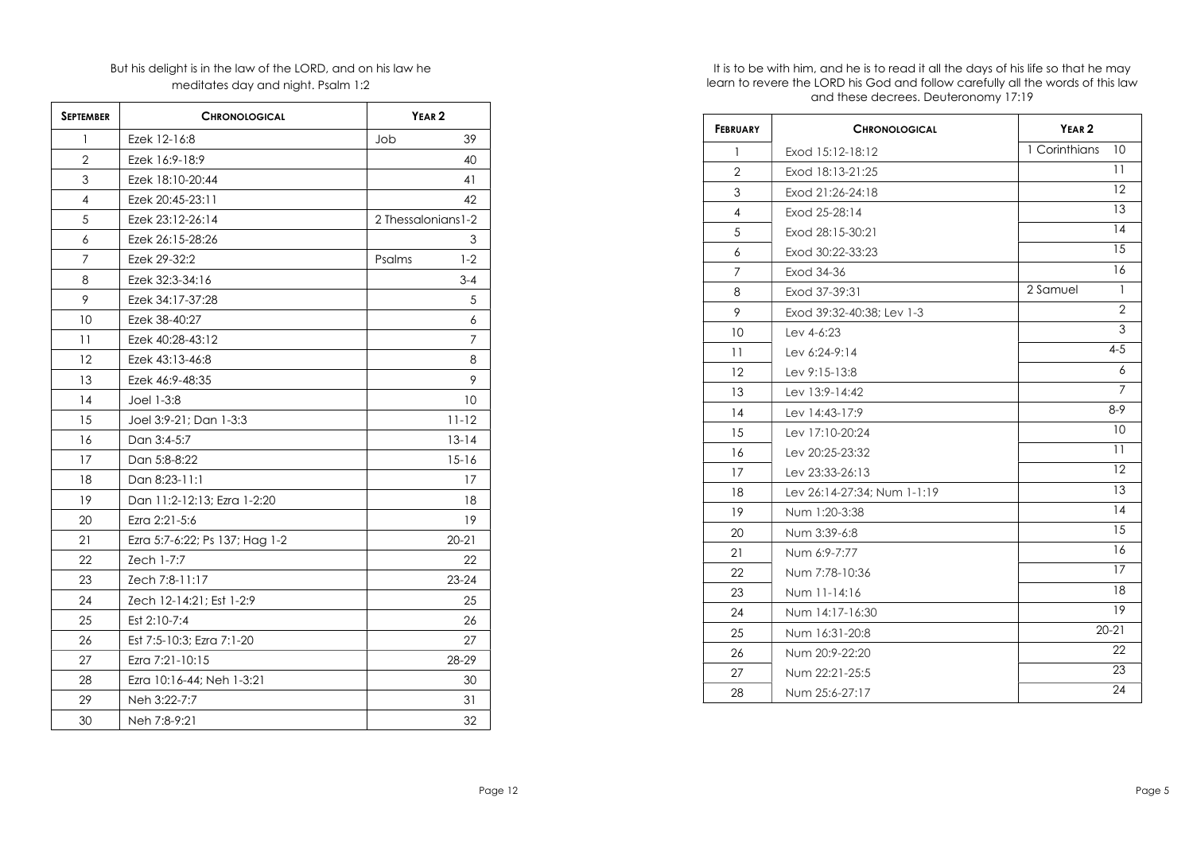But his delight is in the law of the LORD, and on his law he meditates day and night. Psalm 1:2

| SEPTEMBER | CHRONOLOGICAL | YEAR 2 | |
|---|---|---|---|
| 1 | Ezek 12-16:8 | Job | 39 |
| 2 | Ezek 16:9-18:9 | | 40 |
| 3 | Ezek 18:10-20:44 | | 41 |
| 4 | Ezek 20:45-23:11 | | 42 |
| 5 | Ezek 23:12-26:14 | 2 Thessalonians | 1-2 |
| 6 | Ezek 26:15-28:26 | | 3 |
| 7 | Ezek 29-32:2 | Psalms | 1-2 |
| 8 | Ezek 32:3-34:16 | | 3-4 |
| 9 | Ezek 34:17-37:28 | | 5 |
| 10 | Ezek 38-40:27 | | 6 |
| 11 | Ezek 40:28-43:12 | | 7 |
| 12 | Ezek 43:13-46:8 | | 8 |
| 13 | Ezek 46:9-48:35 | | 9 |
| 14 | Joel 1-3:8 | | 10 |
| 15 | Joel 3:9-21; Dan 1-3:3 | | 11-12 |
| 16 | Dan 3:4-5:7 | | 13-14 |
| 17 | Dan 5:8-8:22 | | 15-16 |
| 18 | Dan 8:23-11:1 | | 17 |
| 19 | Dan 11:2-12:13; Ezra 1-2:20 | | 18 |
| 20 | Ezra 2:21-5:6 | | 19 |
| 21 | Ezra 5:7-6:22; Ps 137; Hag 1-2 | | 20-21 |
| 22 | Zech 1-7:7 | | 22 |
| 23 | Zech 7:8-11:17 | | 23-24 |
| 24 | Zech 12-14:21; Est 1-2:9 | | 25 |
| 25 | Est 2:10-7:4 | | 26 |
| 26 | Est 7:5-10:3; Ezra 7:1-20 | | 27 |
| 27 | Ezra 7:21-10:15 | | 28-29 |
| 28 | Ezra 10:16-44; Neh 1-3:21 | | 30 |
| 29 | Neh 3:22-7:7 | | 31 |
| 30 | Neh 7:8-9:21 | | 32 |

It is to be with him, and he is to read it all the days of his life so that he may learn to revere the LORD his God and follow carefully all the words of this law and these decrees. Deuteronomy 17:19

| FEBRUARY | CHRONOLOGICAL | YEAR 2 | |
|---|---|---|---|
| 1 | Exod 15:12-18:12 | 1 Corinthians | 10 |
| 2 | Exod 18:13-21:25 | | 11 |
| 3 | Exod 21:26-24:18 | | 12 |
| 4 | Exod 25-28:14 | | 13 |
| 5 | Exod 28:15-30:21 | | 14 |
| 6 | Exod 30:22-33:23 | | 15 |
| 7 | Exod 34-36 | | 16 |
| 8 | Exod 37-39:31 | 2 Samuel | 1 |
| 9 | Exod 39:32-40:38; Lev 1-3 | | 2 |
| 10 | Lev 4-6:23 | | 3 |
| 11 | Lev 6:24-9:14 | | 4-5 |
| 12 | Lev 9:15-13:8 | | 6 |
| 13 | Lev 13:9-14:42 | | 7 |
| 14 | Lev 14:43-17:9 | | 8-9 |
| 15 | Lev 17:10-20:24 | | 10 |
| 16 | Lev 20:25-23:32 | | 11 |
| 17 | Lev 23:33-26:13 | | 12 |
| 18 | Lev 26:14-27:34; Num 1-1:19 | | 13 |
| 19 | Num 1:20-3:38 | | 14 |
| 20 | Num 3:39-6:8 | | 15 |
| 21 | Num 6:9-7:77 | | 16 |
| 22 | Num 7:78-10:36 | | 17 |
| 23 | Num 11-14:16 | | 18 |
| 24 | Num 14:17-16:30 | | 19 |
| 25 | Num 16:31-20:8 | | 20-21 |
| 26 | Num 20:9-22:20 | | 22 |
| 27 | Num 22:21-25:5 | | 23 |
| 28 | Num 25:6-27:17 | | 24 |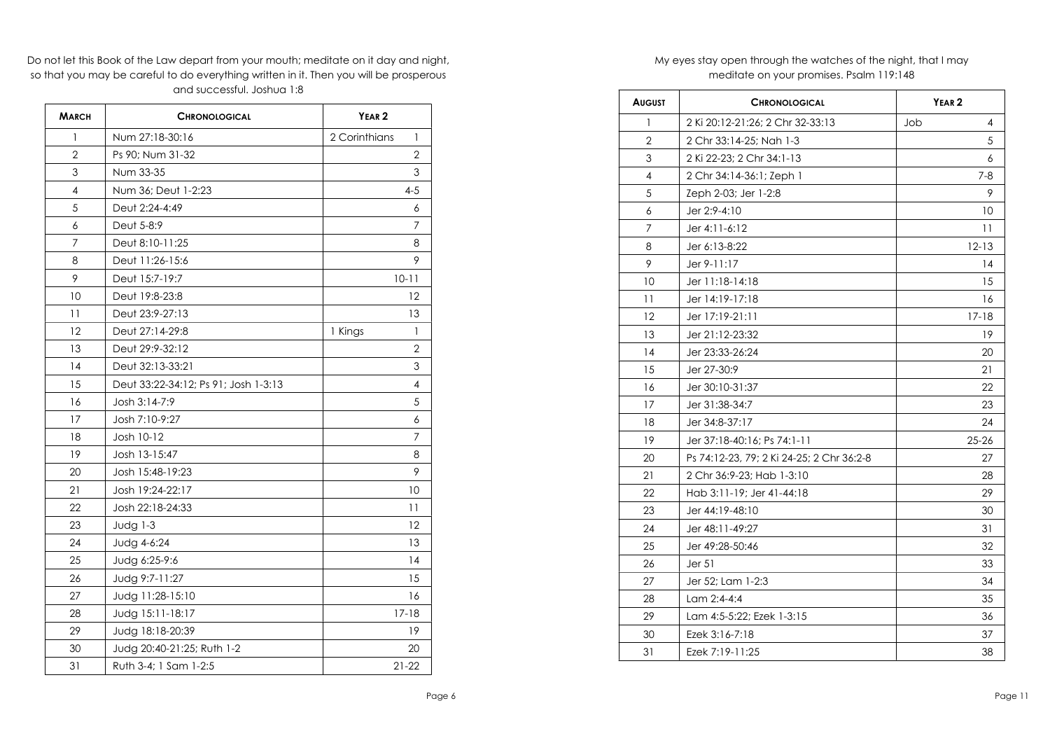Do not let this Book of the Law depart from your mouth; meditate on it day and night, so that you may be careful to do everything written in it. Then you will be prosperous and successful. Joshua 1:8

| MARCH | CHRONOLOGICAL | YEAR 2 |
|---|---|---|
| 1 | Num 27:18-30:16 | 2 Corinthians 1 |
| 2 | Ps 90; Num 31-32 | 2 |
| 3 | Num 33-35 | 3 |
| 4 | Num 36; Deut 1-2:23 | 4-5 |
| 5 | Deut 2:24-4:49 | 6 |
| 6 | Deut 5-8:9 | 7 |
| 7 | Deut 8:10-11:25 | 8 |
| 8 | Deut 11:26-15:6 | 9 |
| 9 | Deut 15:7-19:7 | 10-11 |
| 10 | Deut 19:8-23:8 | 12 |
| 11 | Deut 23:9-27:13 | 13 |
| 12 | Deut 27:14-29:8 | 1 Kings 1 |
| 13 | Deut 29:9-32:12 | 2 |
| 14 | Deut 32:13-33:21 | 3 |
| 15 | Deut 33:22-34:12; Ps 91; Josh 1-3:13 | 4 |
| 16 | Josh 3:14-7:9 | 5 |
| 17 | Josh 7:10-9:27 | 6 |
| 18 | Josh 10-12 | 7 |
| 19 | Josh 13-15:47 | 8 |
| 20 | Josh 15:48-19:23 | 9 |
| 21 | Josh 19:24-22:17 | 10 |
| 22 | Josh 22:18-24:33 | 11 |
| 23 | Judg 1-3 | 12 |
| 24 | Judg 4-6:24 | 13 |
| 25 | Judg 6:25-9:6 | 14 |
| 26 | Judg 9:7-11:27 | 15 |
| 27 | Judg 11:28-15:10 | 16 |
| 28 | Judg 15:11-18:17 | 17-18 |
| 29 | Judg 18:18-20:39 | 19 |
| 30 | Judg 20:40-21:25; Ruth 1-2 | 20 |
| 31 | Ruth 3-4; 1 Sam 1-2:5 | 21-22 |

My eyes stay open through the watches of the night, that I may meditate on your promises. Psalm 119:148

| AUGUST | CHRONOLOGICAL | YEAR 2 |
|---|---|---|
| 1 | 2 Ki 20:12-21:26; 2 Chr 32-33:13 | Job 4 |
| 2 | 2 Chr 33:14-25; Nah 1-3 | 5 |
| 3 | 2 Ki 22-23; 2 Chr 34:1-13 | 6 |
| 4 | 2 Chr 34:14-36:1; Zeph 1 | 7-8 |
| 5 | Zeph 2-03; Jer 1-2:8 | 9 |
| 6 | Jer 2:9-4:10 | 10 |
| 7 | Jer 4:11-6:12 | 11 |
| 8 | Jer 6:13-8:22 | 12-13 |
| 9 | Jer 9-11:17 | 14 |
| 10 | Jer 11:18-14:18 | 15 |
| 11 | Jer 14:19-17:18 | 16 |
| 12 | Jer 17:19-21:11 | 17-18 |
| 13 | Jer 21:12-23:32 | 19 |
| 14 | Jer 23:33-26:24 | 20 |
| 15 | Jer 27-30:9 | 21 |
| 16 | Jer 30:10-31:37 | 22 |
| 17 | Jer 31:38-34:7 | 23 |
| 18 | Jer 34:8-37:17 | 24 |
| 19 | Jer 37:18-40:16; Ps 74:1-11 | 25-26 |
| 20 | Ps 74:12-23, 79; 2 Ki 24-25; 2 Chr 36:2-8 | 27 |
| 21 | 2 Chr 36:9-23; Hab 1-3:10 | 28 |
| 22 | Hab 3:11-19; Jer 41-44:18 | 29 |
| 23 | Jer 44:19-48:10 | 30 |
| 24 | Jer 48:11-49:27 | 31 |
| 25 | Jer 49:28-50:46 | 32 |
| 26 | Jer 51 | 33 |
| 27 | Jer 52; Lam 1-2:3 | 34 |
| 28 | Lam 2:4-4:4 | 35 |
| 29 | Lam 4:5-5:22; Ezek 1-3:15 | 36 |
| 30 | Ezek 3:16-7:18 | 37 |
| 31 | Ezek 7:19-11:25 | 38 |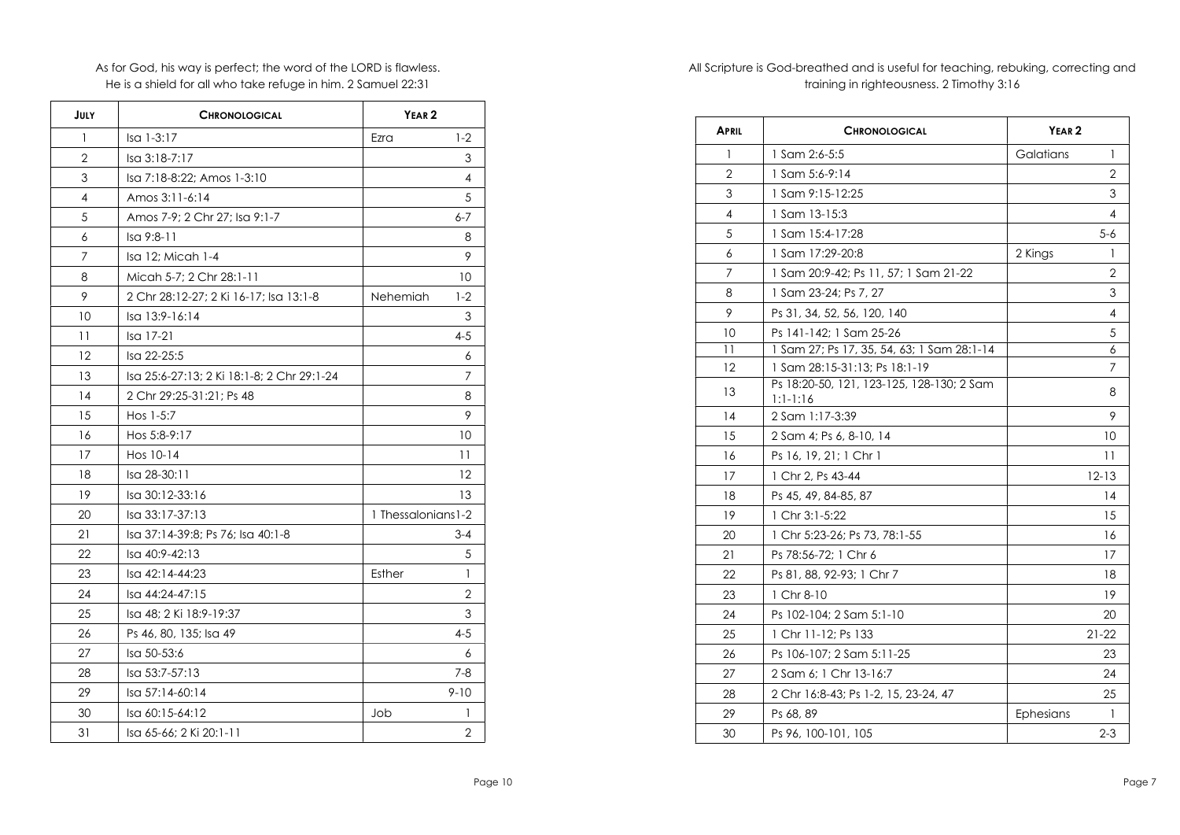As for God, his way is perfect; the word of the LORD is flawless.
He is a shield for all who take refuge in him. 2 Samuel 22:31

| July | Chronological | Year 2 | |
|---|---|---|---|
| 1 | Isa 1-3:17 | Ezra | 1-2 |
| 2 | Isa 3:18-7:17 | | 3 |
| 3 | Isa 7:18-8:22; Amos 1-3:10 | | 4 |
| 4 | Amos 3:11-6:14 | | 5 |
| 5 | Amos 7-9; 2 Chr 27; Isa 9:1-7 | | 6-7 |
| 6 | Isa 9:8-11 | | 8 |
| 7 | Isa 12; Micah 1-4 | | 9 |
| 8 | Micah 5-7; 2 Chr 28:1-11 | | 10 |
| 9 | 2 Chr 28:12-27; 2 Ki 16-17; Isa 13:1-8 | Nehemiah | 1-2 |
| 10 | Isa 13:9-16:14 | | 3 |
| 11 | Isa 17-21 | | 4-5 |
| 12 | Isa 22-25:5 | | 6 |
| 13 | Isa 25:6-27:13; 2 Ki 18:1-8; 2 Chr 29:1-24 | | 7 |
| 14 | 2 Chr 29:25-31:21; Ps 48 | | 8 |
| 15 | Hos 1-5:7 | | 9 |
| 16 | Hos 5:8-9:17 | | 10 |
| 17 | Hos 10-14 | | 11 |
| 18 | Isa 28-30:11 | | 12 |
| 19 | Isa 30:12-33:16 | | 13 |
| 20 | Isa 33:17-37:13 | 1 Thessalonians | 1-2 |
| 21 | Isa 37:14-39:8; Ps 76; Isa 40:1-8 | | 3-4 |
| 22 | Isa 40:9-42:13 | | 5 |
| 23 | Isa 42:14-44:23 | Esther | 1 |
| 24 | Isa 44:24-47:15 | | 2 |
| 25 | Isa 48; 2 Ki 18:9-19:37 | | 3 |
| 26 | Ps 46, 80, 135; Isa 49 | | 4-5 |
| 27 | Isa 50-53:6 | | 6 |
| 28 | Isa 53:7-57:13 | | 7-8 |
| 29 | Isa 57:14-60:14 | | 9-10 |
| 30 | Isa 60:15-64:12 | Job | 1 |
| 31 | Isa 65-66; 2 Ki 20:1-11 | | 2 |

All Scripture is God-breathed and is useful for teaching, rebuking, correcting and training in righteousness. 2 Timothy 3:16

| April | Chronological | Year 2 | |
|---|---|---|---|
| 1 | 1 Sam 2:6-5:5 | Galatians | 1 |
| 2 | 1 Sam 5:6-9:14 | | 2 |
| 3 | 1 Sam 9:15-12:25 | | 3 |
| 4 | 1 Sam 13-15:3 | | 4 |
| 5 | 1 Sam 15:4-17:28 | | 5-6 |
| 6 | 1 Sam 17:29-20:8 | 2 Kings | 1 |
| 7 | 1 Sam 20:9-42; Ps 11, 57; 1 Sam 21-22 | | 2 |
| 8 | 1 Sam 23-24; Ps 7, 27 | | 3 |
| 9 | Ps 31, 34, 52, 56, 120, 140 | | 4 |
| 10 | Ps 141-142; 1 Sam 25-26 | | 5 |
| 11 | 1 Sam 27; Ps 17, 35, 54, 63; 1 Sam 28:1-14 | | 6 |
| 12 | 1 Sam 28:15-31:13; Ps 18:1-19 | | 7 |
| 13 | Ps 18:20-50, 121, 123-125, 128-130; 2 Sam 1:1-1:16 | | 8 |
| 14 | 2 Sam 1:17-3:39 | | 9 |
| 15 | 2 Sam 4; Ps 6, 8-10, 14 | | 10 |
| 16 | Ps 16, 19, 21; 1 Chr 1 | | 11 |
| 17 | 1 Chr 2, Ps 43-44 | | 12-13 |
| 18 | Ps 45, 49, 84-85, 87 | | 14 |
| 19 | 1 Chr 3:1-5:22 | | 15 |
| 20 | 1 Chr 5:23-26; Ps 73, 78:1-55 | | 16 |
| 21 | Ps 78:56-72; 1 Chr 6 | | 17 |
| 22 | Ps 81, 88, 92-93; 1 Chr 7 | | 18 |
| 23 | 1 Chr 8-10 | | 19 |
| 24 | Ps 102-104; 2 Sam 5:1-10 | | 20 |
| 25 | 1 Chr 11-12; Ps 133 | | 21-22 |
| 26 | Ps 106-107; 2 Sam 5:11-25 | | 23 |
| 27 | 2 Sam 6; 1 Chr 13-16:7 | | 24 |
| 28 | 2 Chr 16:8-43; Ps 1-2, 15, 23-24, 47 | | 25 |
| 29 | Ps 68, 89 | Ephesians | 1 |
| 30 | Ps 96, 100-101, 105 | | 2-3 |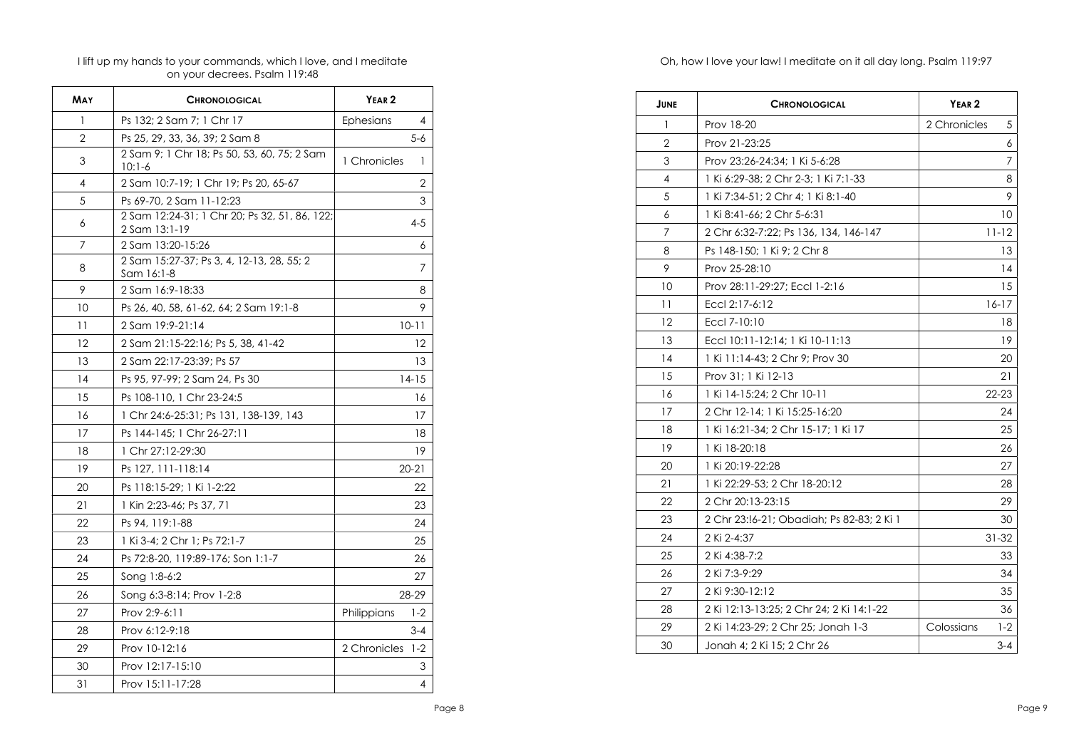I lift up my hands to your commands, which I love, and I meditate on your decrees. Psalm 119:48

| **May** | **Chronological** | **Year 2** |
|---|---|---|
| 1 | Ps 132; 2 Sam 7; 1 Chr 17 | Ephesians 4 |
| 2 | Ps 25, 29, 33, 36, 39; 2 Sam 8 | 5-6 |
| 3 | 2 Sam 9; 1 Chr 18; Ps 50, 53, 60, 75; 2 Sam 10:1-6 | 1 Chronicles 1 |
| 4 | 2 Sam 10:7-19; 1 Chr 19; Ps 20, 65-67 | 2 |
| 5 | Ps 69-70, 2 Sam 11-12:23 | 3 |
| 6 | 2 Sam 12:24-31; 1 Chr 20; Ps 32, 51, 86, 122; 2 Sam 13:1-19 | 4-5 |
| 7 | 2 Sam 13:20-15:26 | 6 |
| 8 | 2 Sam 15:27-37; Ps 3, 4, 12-13, 28, 55; 2 Sam 16:1-8 | 7 |
| 9 | 2 Sam 16:9-18:33 | 8 |
| 10 | Ps 26, 40, 58, 61-62, 64; 2 Sam 19:1-8 | 9 |
| 11 | 2 Sam 19:9-21:14 | 10-11 |
| 12 | 2 Sam 21:15-22:16; Ps 5, 38, 41-42 | 12 |
| 13 | 2 Sam 22:17-23:39; Ps 57 | 13 |
| 14 | Ps 95, 97-99; 2 Sam 24, Ps 30 | 14-15 |
| 15 | Ps 108-110, 1 Chr 23-24:5 | 16 |
| 16 | 1 Chr 24:6-25:31; Ps 131, 138-139, 143 | 17 |
| 17 | Ps 144-145; 1 Chr 26-27:11 | 18 |
| 18 | 1 Chr 27:12-29:30 | 19 |
| 19 | Ps 127, 111-118:14 | 20-21 |
| 20 | Ps 118:15-29; 1 Ki 1-2:22 | 22 |
| 21 | 1 Kin 2:23-46; Ps 37, 71 | 23 |
| 22 | Ps 94, 119:1-88 | 24 |
| 23 | 1 Ki 3-4; 2 Chr 1; Ps 72:1-7 | 25 |
| 24 | Ps 72:8-20, 119:89-176; Son 1:1-7 | 26 |
| 25 | Song 1:8-6:2 | 27 |
| 26 | Song 6:3-8:14; Prov 1-2:8 | 28-29 |
| 27 | Prov 2:9-6:11 | Philippians 1-2 |
| 28 | Prov 6:12-9:18 | 3-4 |
| 29 | Prov 10-12:16 | 2 Chronicles 1-2 |
| 30 | Prov 12:17-15:10 | 3 |
| 31 | Prov 15:11-17:28 | 4 |

Oh, how I love your law! I meditate on it all day long. Psalm 119:97

| **June** | **Chronological** | **Year 2** |
|---|---|---|
| 1 | Prov 18-20 | 2 Chronicles 5 |
| 2 | Prov 21-23:25 | 6 |
| 3 | Prov 23:26-24:34; 1 Ki 5-6:28 | 7 |
| 4 | 1 Ki 6:29-38; 2 Chr 2-3; 1 Ki 7:1-33 | 8 |
| 5 | 1 Ki 7:34-51; 2 Chr 4; 1 Ki 8:1-40 | 9 |
| 6 | 1 Ki 8:41-66; 2 Chr 5-6:31 | 10 |
| 7 | 2 Chr 6:32-7:22; Ps 136, 134, 146-147 | 11-12 |
| 8 | Ps 148-150; 1 Ki 9; 2 Chr 8 | 13 |
| 9 | Prov 25-28:10 | 14 |
| 10 | Prov 28:11-29:27; Eccl 1-2:16 | 15 |
| 11 | Eccl 2:17-6:12 | 16-17 |
| 12 | Eccl 7-10:10 | 18 |
| 13 | Eccl 10:11-12:14; 1 Ki 10-11:13 | 19 |
| 14 | 1 Ki 11:14-43; 2 Chr 9; Prov 30 | 20 |
| 15 | Prov 31; 1 Ki 12-13 | 21 |
| 16 | 1 Ki 14-15:24; 2 Chr 10-11 | 22-23 |
| 17 | 2 Chr 12-14; 1 Ki 15:25-16:20 | 24 |
| 18 | 1 Ki 16:21-34; 2 Chr 15-17; 1 Ki 17 | 25 |
| 19 | 1 Ki 18-20:18 | 26 |
| 20 | 1 Ki 20:19-22:28 | 27 |
| 21 | 1 Ki 22:29-53; 2 Chr 18-20:12 | 28 |
| 22 | 2 Chr 20:13-23:15 | 29 |
| 23 | 2 Chr 23:!6-21; Obadiah; Ps 82-83; 2 Ki 1 | 30 |
| 24 | 2 Ki 2-4:37 | 31-32 |
| 25 | 2 Ki 4:38-7:2 | 33 |
| 26 | 2 Ki 7:3-9:29 | 34 |
| 27 | 2 Ki 9:30-12:12 | 35 |
| 28 | 2 Ki 12:13-13:25; 2 Chr 24; 2 Ki 14:1-22 | 36 |
| 29 | 2 Ki 14:23-29; 2 Chr 25; Jonah 1-3 | Colossians 1-2 |
| 30 | Jonah 4; 2 Ki 15; 2 Chr 26 | 3-4 |